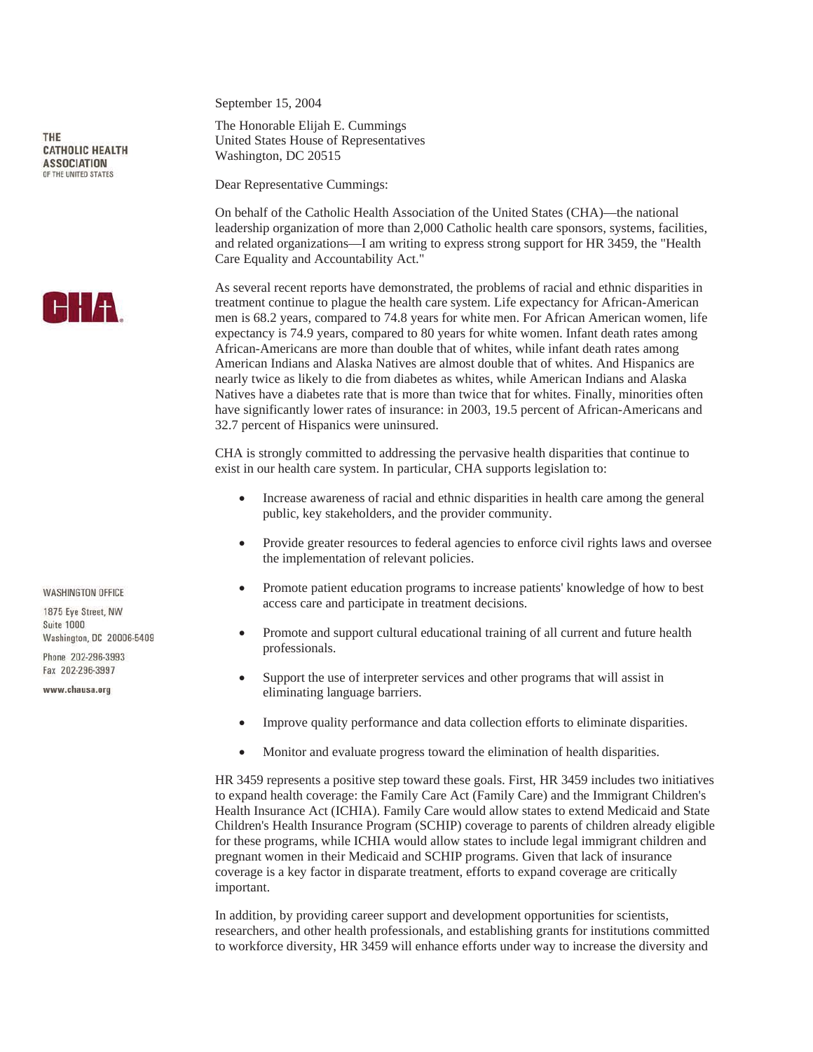THE CATHOLIC HEALTH ASSOCIATION OF THE UNITED STATES

WASHINGTON OFFICE

1875 Eye Street, NW
Suite 1000
Washington, DC 20006-5409

Phone 202-296-3993
Fax 202-296-3997

www.chausa.org

September 15, 2004

The Honorable Elijah E. Cummings
United States House of Representatives
Washington, DC 20515

Dear Representative Cummings:

On behalf of the Catholic Health Association of the United States (CHA)—the national leadership organization of more than 2,000 Catholic health care sponsors, systems, facilities, and related organizations—I am writing to express strong support for HR 3459, the "Health Care Equality and Accountability Act."

As several recent reports have demonstrated, the problems of racial and ethnic disparities in treatment continue to plague the health care system. Life expectancy for African-American men is 68.2 years, compared to 74.8 years for white men. For African American women, life expectancy is 74.9 years, compared to 80 years for white women. Infant death rates among African-Americans are more than double that of whites, while infant death rates among American Indians and Alaska Natives are almost double that of whites. And Hispanics are nearly twice as likely to die from diabetes as whites, while American Indians and Alaska Natives have a diabetes rate that is more than twice that for whites. Finally, minorities often have significantly lower rates of insurance: in 2003, 19.5 percent of African-Americans and 32.7 percent of Hispanics were uninsured.

CHA is strongly committed to addressing the pervasive health disparities that continue to exist in our health care system. In particular, CHA supports legislation to:

- Increase awareness of racial and ethnic disparities in health care among the general public, key stakeholders, and the provider community.
- Provide greater resources to federal agencies to enforce civil rights laws and oversee the implementation of relevant policies.
- Promote patient education programs to increase patients' knowledge of how to best access care and participate in treatment decisions.
- Promote and support cultural educational training of all current and future health professionals.
- Support the use of interpreter services and other programs that will assist in eliminating language barriers.
- Improve quality performance and data collection efforts to eliminate disparities.
- Monitor and evaluate progress toward the elimination of health disparities.

HR 3459 represents a positive step toward these goals. First, HR 3459 includes two initiatives to expand health coverage: the Family Care Act (Family Care) and the Immigrant Children's Health Insurance Act (ICHIA). Family Care would allow states to extend Medicaid and State Children's Health Insurance Program (SCHIP) coverage to parents of children already eligible for these programs, while ICHIA would allow states to include legal immigrant children and pregnant women in their Medicaid and SCHIP programs. Given that lack of insurance coverage is a key factor in disparate treatment, efforts to expand coverage are critically important.

In addition, by providing career support and development opportunities for scientists, researchers, and other health professionals, and establishing grants for institutions committed to workforce diversity, HR 3459 will enhance efforts under way to increase the diversity and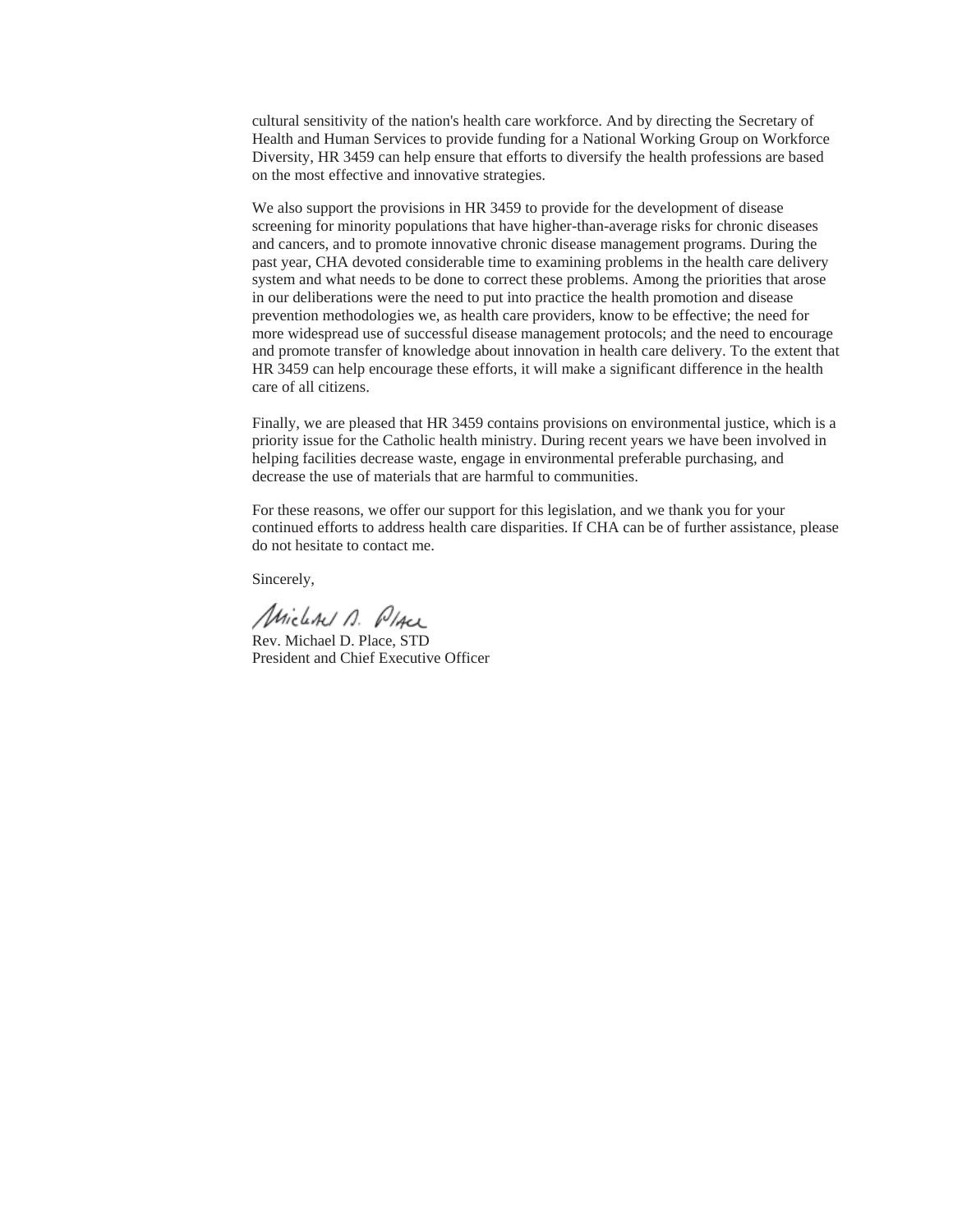cultural sensitivity of the nation's health care workforce. And by directing the Secretary of Health and Human Services to provide funding for a National Working Group on Workforce Diversity, HR 3459 can help ensure that efforts to diversify the health professions are based on the most effective and innovative strategies.

We also support the provisions in HR 3459 to provide for the development of disease screening for minority populations that have higher-than-average risks for chronic diseases and cancers, and to promote innovative chronic disease management programs. During the past year, CHA devoted considerable time to examining problems in the health care delivery system and what needs to be done to correct these problems. Among the priorities that arose in our deliberations were the need to put into practice the health promotion and disease prevention methodologies we, as health care providers, know to be effective; the need for more widespread use of successful disease management protocols; and the need to encourage and promote transfer of knowledge about innovation in health care delivery. To the extent that HR 3459 can help encourage these efforts, it will make a significant difference in the health care of all citizens.

Finally, we are pleased that HR 3459 contains provisions on environmental justice, which is a priority issue for the Catholic health ministry. During recent years we have been involved in helping facilities decrease waste, engage in environmental preferable purchasing, and decrease the use of materials that are harmful to communities.

For these reasons, we offer our support for this legislation, and we thank you for your continued efforts to address health care disparities. If CHA can be of further assistance, please do not hesitate to contact me.

Sincerely,

Michael D. Place

Rev. Michael D. Place, STD
President and Chief Executive Officer